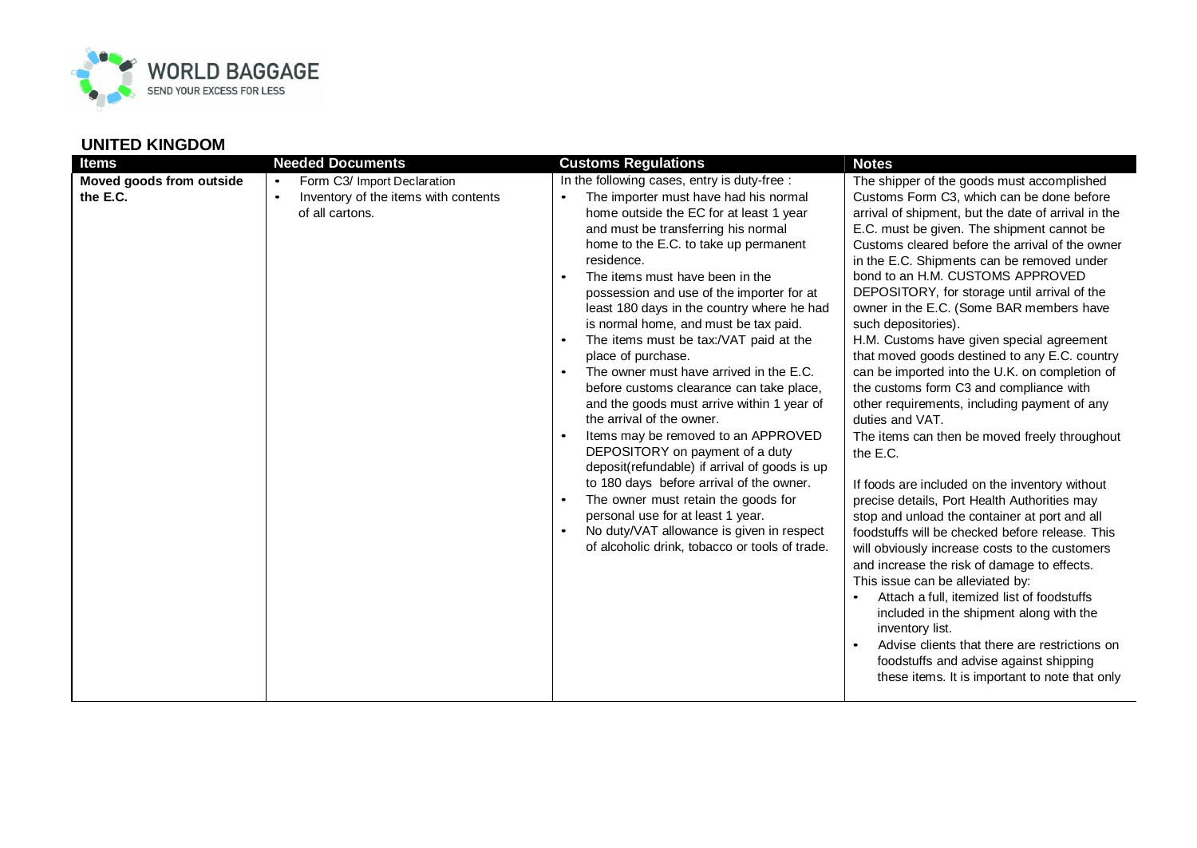## UNITED KINGDOM

| Items | Needed Documents | Customs Regulations | Notes |
|---|---|---|---|
| **Moved goods from outside the E.C.** | • Form C3/ Import Declaration<br>• Inventory of the items with contents of all cartons. | In the following cases, entry is duty-free :<br>• The importer must have had his normal home outside the EC for at least 1 year and must be transferring his normal home to the E.C. to take up permanent residence.<br>• The items must have been in the possession and use of the importer for at least 180 days in the country where he had is normal home, and must be tax paid.<br>• The items must be tax:/VAT paid at the place of purchase.<br>• The owner must have arrived in the E.C. before customs clearance can take place, and the goods must arrive within 1 year of the arrival of the owner.<br>• Items may be removed to an APPROVED DEPOSITORY on payment of a duty deposit(refundable) if arrival of goods is up to 180 days before arrival of the owner.<br>• The owner must retain the goods for personal use for at least 1 year.<br>• No duty/VAT allowance is given in respect of alcoholic drink, tobacco or tools of trade. | The shipper of the goods must accomplished Customs Form C3, which can be done before arrival of shipment, but the date of arrival in the E.C. must be given. The shipment cannot be Customs cleared before the arrival of the owner in the E.C. Shipments can be removed under bond to an H.M. CUSTOMS APPROVED DEPOSITORY, for storage until arrival of the owner in the E.C. (Some BAR members have such depositories).<br>H.M. Customs have given special agreement that moved goods destined to any E.C. country can be imported into the U.K. on completion of the customs form C3 and compliance with other requirements, including payment of any duties and VAT.<br>The items can then be moved freely throughout the E.C.<br><br>If foods are included on the inventory without precise details, Port Health Authorities may stop and unload the container at port and all foodstuffs will be checked before release. This will obviously increase costs to the customers and increase the risk of damage to effects.<br>This issue can be alleviated by:<br>• Attach a full, itemized list of foodstuffs included in the shipment along with the inventory list.<br>• Advise clients that there are restrictions on foodstuffs and advise against shipping these items. It is important to note that only |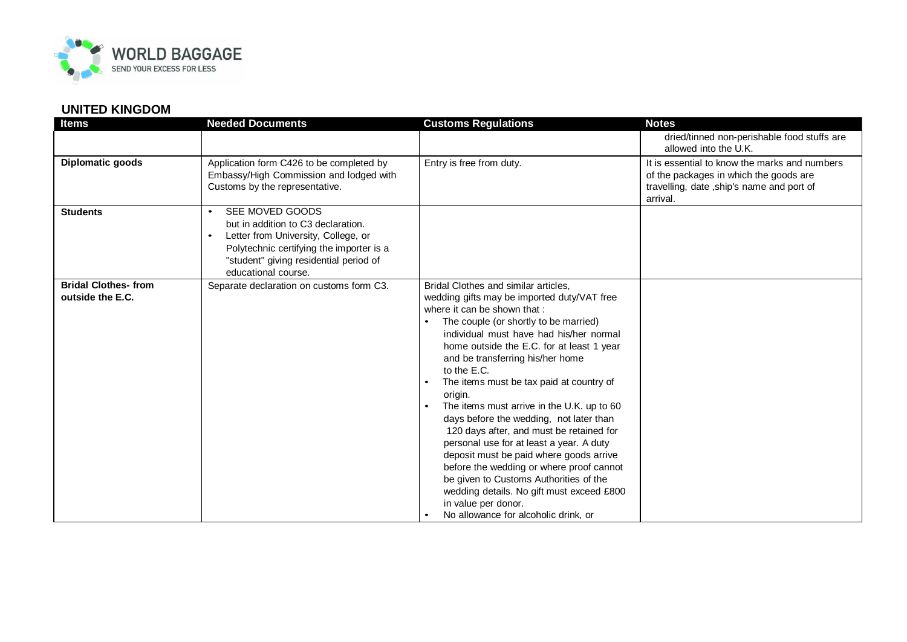## UNITED KINGDOM

| Items | Needed Documents | Customs Regulations | Notes |
|---|---|---|---|
| | | | dried/tinned non-perishable food stuffs are allowed into the U.K. |
| **Diplomatic goods** | Application form C426 to be completed by Embassy/High Commission and lodged with Customs by the representative. | Entry is free from duty. | It is essential to know the marks and numbers of the packages in which the goods are travelling, date ,ship's name and port of arrival. |
| **Students** | • SEE MOVED GOODS but in addition to C3 declaration.<br>• Letter from University, College, or Polytechnic certifying the importer is a "student" giving residential period of educational course. | | |
| **Bridal Clothes- from outside the E.C.** | Separate declaration on customs form C3. | Bridal Clothes and similar articles, wedding gifts may be imported duty/VAT free where it can be shown that :<br>• The couple (or shortly to be married) individual must have had his/her normal home outside the E.C. for at least 1 year and be transferring his/her home to the E.C.<br>• The items must be tax paid at country of origin.<br>• The items must arrive in the U.K. up to 60 days before the wedding, not later than 120 days after, and must be retained for personal use for at least a year. A duty deposit must be paid where goods arrive before the wedding or where proof cannot be given to Customs Authorities of the wedding details. No gift must exceed £800 in value per donor.<br>• No allowance for alcoholic drink, or | |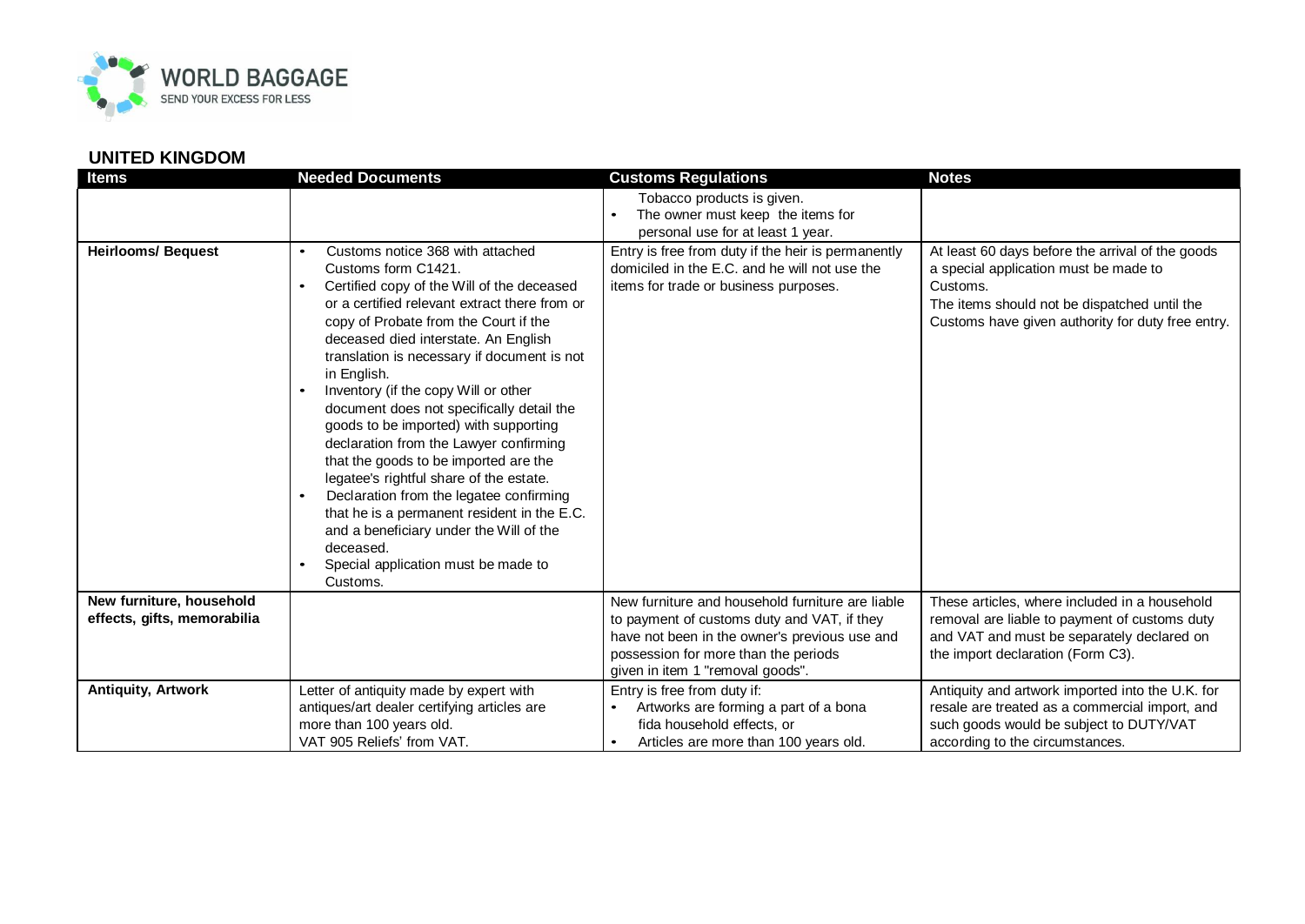## UNITED KINGDOM

| Items | Needed Documents | Customs Regulations | Notes |
|---|---|---|---|
| | | Tobacco products is given.<br>• The owner must keep the items for personal use for at least 1 year. | |
| **Heirlooms/ Bequest** | • Customs notice 368 with attached Customs form C1421.<br>• Certified copy of the Will of the deceased or a certified relevant extract there from or copy of Probate from the Court if the deceased died interstate. An English translation is necessary if document is not in English.<br>• Inventory (if the copy Will or other document does not specifically detail the goods to be imported) with supporting declaration from the Lawyer confirming that the goods to be imported are the legatee's rightful share of the estate.<br>• Declaration from the legatee confirming that he is a permanent resident in the E.C. and a beneficiary under the Will of the deceased.<br>• Special application must be made to Customs. | Entry is free from duty if the heir is permanently domiciled in the E.C. and he will not use the items for trade or business purposes. | At least 60 days before the arrival of the goods a special application must be made to Customs.<br>The items should not be dispatched until the Customs have given authority for duty free entry. |
| **New furniture, household effects, gifts, memorabilia** | | New furniture and household furniture are liable to payment of customs duty and VAT, if they have not been in the owner's previous use and possession for more than the periods given in item 1 "removal goods". | These articles, where included in a household removal are liable to payment of customs duty and VAT and must be separately declared on the import declaration (Form C3). |
| **Antiquity, Artwork** | Letter of antiquity made by expert with antiques/art dealer certifying articles are more than 100 years old.<br>VAT 905 Reliefs' from VAT. | Entry is free from duty if:<br>• Artworks are forming a part of a bona fida household effects, or<br>• Articles are more than 100 years old. | Antiquity and artwork imported into the U.K. for resale are treated as a commercial import, and such goods would be subject to DUTY/VAT according to the circumstances. |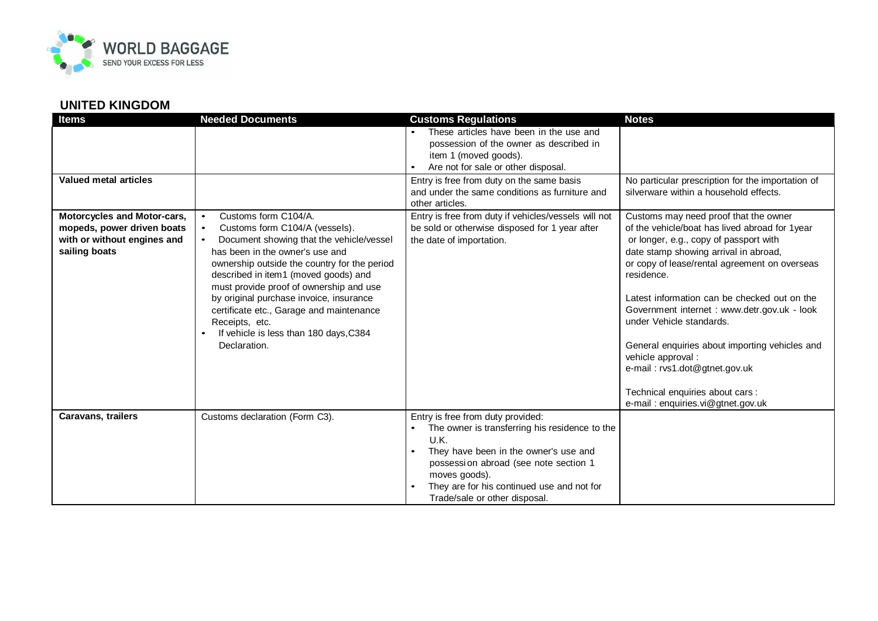## UNITED KINGDOM

| Items | Needed Documents | Customs Regulations | Notes |
|---|---|---|---|
| | | • These articles have been in the use and possession of the owner as described in item 1 (moved goods).<br>• Are not for sale or other disposal. | |
| **Valued metal articles** | | Entry is free from duty on the same basis and under the same conditions as furniture and other articles. | No particular prescription for the importation of silverware within a household effects. |
| **Motorcycles and Motor-cars, mopeds, power driven boats with or without engines and sailing boats** | • Customs form C104/A.<br>• Customs form C104/A (vessels).<br>• Document showing that the vehicle/vessel has been in the owner's use and ownership outside the country for the period described in item1 (moved goods) and must provide proof of ownership and use by original purchase invoice, insurance certificate etc., Garage and maintenance Receipts, etc.<br>• If vehicle is less than 180 days,C384 Declaration. | Entry is free from duty if vehicles/vessels will not be sold or otherwise disposed for 1 year after the date of importation. | Customs may need proof that the owner of the vehicle/boat has lived abroad for 1year or longer, e.g., copy of passport with date stamp showing arrival in abroad, or copy of lease/rental agreement on overseas residence.<br><br>Latest information can be checked out on the Government internet : www.detr.gov.uk - look under Vehicle standards.<br><br>General enquiries about importing vehicles and vehicle approval :<br>e-mail : rvs1.dot@gtnet.gov.uk<br><br>Technical enquiries about cars :<br>e-mail : enquiries.vi@gtnet.gov.uk |
| **Caravans, trailers** | Customs declaration (Form C3). | Entry is free from duty provided:<br>• The owner is transferring his residence to the U.K.<br>• They have been in the owner's use and possessi on abroad (see note section 1 moves goods).<br>• They are for his continued use and not for Trade/sale or other disposal. | |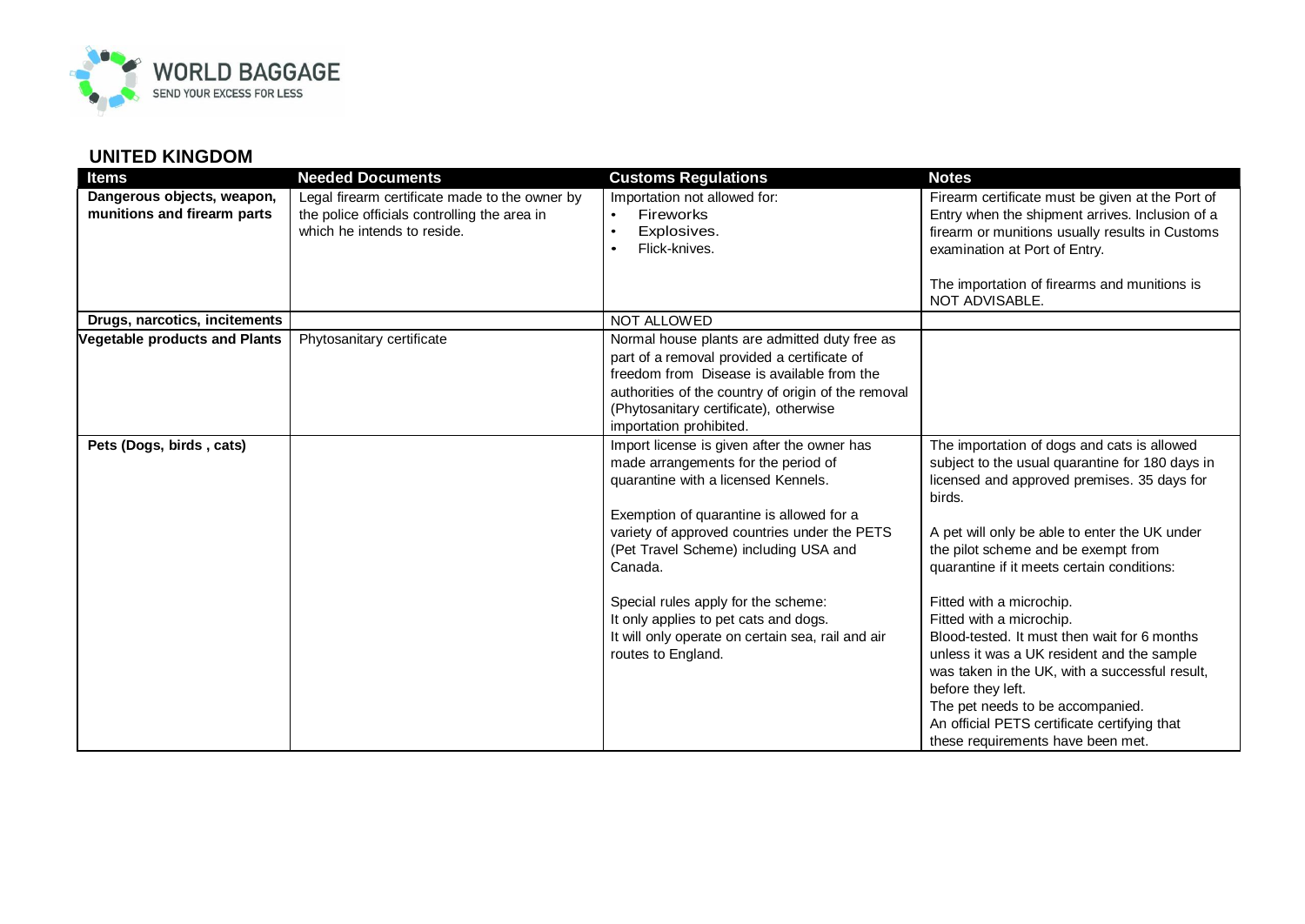## UNITED KINGDOM

| Items | Needed Documents | Customs Regulations | Notes |
|---|---|---|---|
| **Dangerous objects, weapon, munitions and firearm parts** | Legal firearm certificate made to the owner by the police officials controlling the area in which he intends to reside. | Importation not allowed for:<br>• Fireworks<br>• Explosives.<br>• Flick-knives. | Firearm certificate must be given at the Port of Entry when the shipment arrives. Inclusion of a firearm or munitions usually results in Customs examination at Port of Entry.<br><br>The importation of firearms and munitions is NOT ADVISABLE. |
| **Drugs, narcotics, incitements** | | NOT ALLOWED | |
| **Vegetable products and Plants** | Phytosanitary certificate | Normal house plants are admitted duty free as part of a removal provided a certificate of freedom from Disease is available from the authorities of the country of origin of the removal (Phytosanitary certificate), otherwise importation prohibited. | |
| **Pets (Dogs, birds , cats)** | | Import license is given after the owner has made arrangements for the period of quarantine with a licensed Kennels.<br><br>Exemption of quarantine is allowed for a variety of approved countries under the PETS (Pet Travel Scheme) including USA and Canada.<br><br>Special rules apply for the scheme:<br>It only applies to pet cats and dogs.<br>It will only operate on certain sea, rail and air routes to England. | The importation of dogs and cats is allowed subject to the usual quarantine for 180 days in licensed and approved premises. 35 days for birds.<br><br>A pet will only be able to enter the UK under the pilot scheme and be exempt from quarantine if it meets certain conditions:<br><br>Fitted with a microchip.<br>Fitted with a microchip.<br>Blood-tested. It must then wait for 6 months unless it was a UK resident and the sample was taken in the UK, with a successful result, before they left.<br>The pet needs to be accompanied.<br>An official PETS certificate certifying that these requirements have been met. |